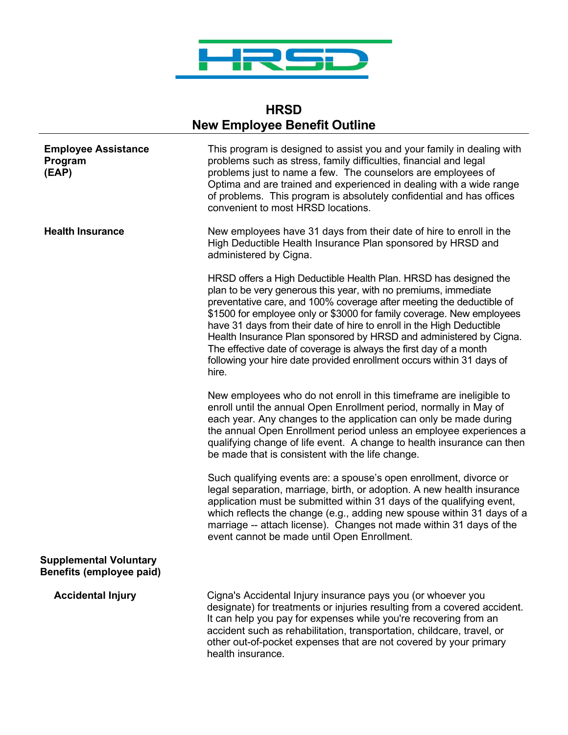# HRSD
## New Employee Benefit Outline

**Employee Assistance Program (EAP)**

This program is designed to assist you and your family in dealing with problems such as stress, family difficulties, financial and legal problems just to name a few. The counselors are employees of Optima and are trained and experienced in dealing with a wide range of problems. This program is absolutely confidential and has offices convenient to most HRSD locations.

**Health Insurance**

New employees have 31 days from their date of hire to enroll in the High Deductible Health Insurance Plan sponsored by HRSD and administered by Cigna.

HRSD offers a High Deductible Health Plan. HRSD has designed the plan to be very generous this year, with no premiums, immediate preventative care, and 100% coverage after meeting the deductible of $1500 for employee only or $3000 for family coverage. New employees have 31 days from their date of hire to enroll in the High Deductible Health Insurance Plan sponsored by HRSD and administered by Cigna. The effective date of coverage is always the first day of a month following your hire date provided enrollment occurs within 31 days of hire.

New employees who do not enroll in this timeframe are ineligible to enroll until the annual Open Enrollment period, normally in May of each year. Any changes to the application can only be made during the annual Open Enrollment period unless an employee experiences a qualifying change of life event. A change to health insurance can then be made that is consistent with the life change.

Such qualifying events are: a spouse's open enrollment, divorce or legal separation, marriage, birth, or adoption. A new health insurance application must be submitted within 31 days of the qualifying event, which reflects the change (e.g., adding new spouse within 31 days of a marriage -- attach license). Changes not made within 31 days of the event cannot be made until Open Enrollment.

**Supplemental Voluntary Benefits (employee paid)**

**Accidental Injury**

Cigna's Accidental Injury insurance pays you (or whoever you designate) for treatments or injuries resulting from a covered accident. It can help you pay for expenses while you're recovering from an accident such as rehabilitation, transportation, childcare, travel, or other out-of-pocket expenses that are not covered by your primary health insurance.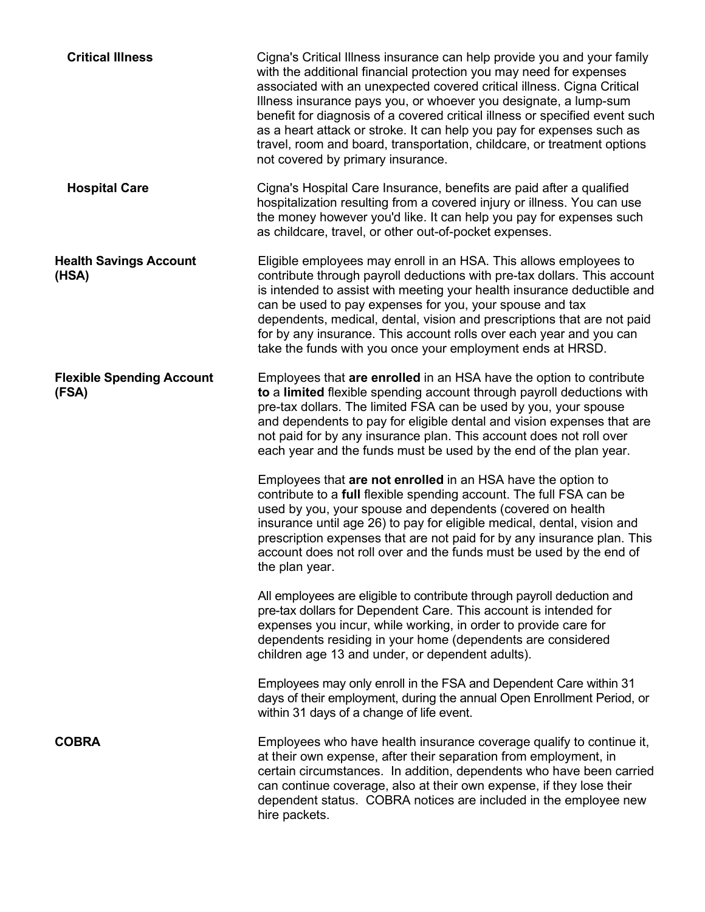**Critical Illness**

Cigna's Critical Illness insurance can help provide you and your family with the additional financial protection you may need for expenses associated with an unexpected covered critical illness. Cigna Critical Illness insurance pays you, or whoever you designate, a lump-sum benefit for diagnosis of a covered critical illness or specified event such as a heart attack or stroke. It can help you pay for expenses such as travel, room and board, transportation, childcare, or treatment options not covered by primary insurance.

**Hospital Care**

Cigna's Hospital Care Insurance, benefits are paid after a qualified hospitalization resulting from a covered injury or illness. You can use the money however you'd like. It can help you pay for expenses such as childcare, travel, or other out-of-pocket expenses.

**Health Savings Account (HSA)**

Eligible employees may enroll in an HSA. This allows employees to contribute through payroll deductions with pre-tax dollars. This account is intended to assist with meeting your health insurance deductible and can be used to pay expenses for you, your spouse and tax dependents, medical, dental, vision and prescriptions that are not paid for by any insurance. This account rolls over each year and you can take the funds with you once your employment ends at HRSD.

**Flexible Spending Account (FSA)**

Employees that **are enrolled** in an HSA have the option to contribute **to** a **limited** flexible spending account through payroll deductions with pre-tax dollars. The limited FSA can be used by you, your spouse and dependents to pay for eligible dental and vision expenses that are not paid for by any insurance plan. This account does not roll over each year and the funds must be used by the end of the plan year.

Employees that **are not enrolled** in an HSA have the option to contribute to a **full** flexible spending account. The full FSA can be used by you, your spouse and dependents (covered on health insurance until age 26) to pay for eligible medical, dental, vision and prescription expenses that are not paid for by any insurance plan. This account does not roll over and the funds must be used by the end of the plan year.

All employees are eligible to contribute through payroll deduction and pre-tax dollars for Dependent Care. This account is intended for expenses you incur, while working, in order to provide care for dependents residing in your home (dependents are considered children age 13 and under, or dependent adults).

Employees may only enroll in the FSA and Dependent Care within 31 days of their employment, during the annual Open Enrollment Period, or within 31 days of a change of life event.

**COBRA**

Employees who have health insurance coverage qualify to continue it, at their own expense, after their separation from employment, in certain circumstances. In addition, dependents who have been carried can continue coverage, also at their own expense, if they lose their dependent status. COBRA notices are included in the employee new hire packets.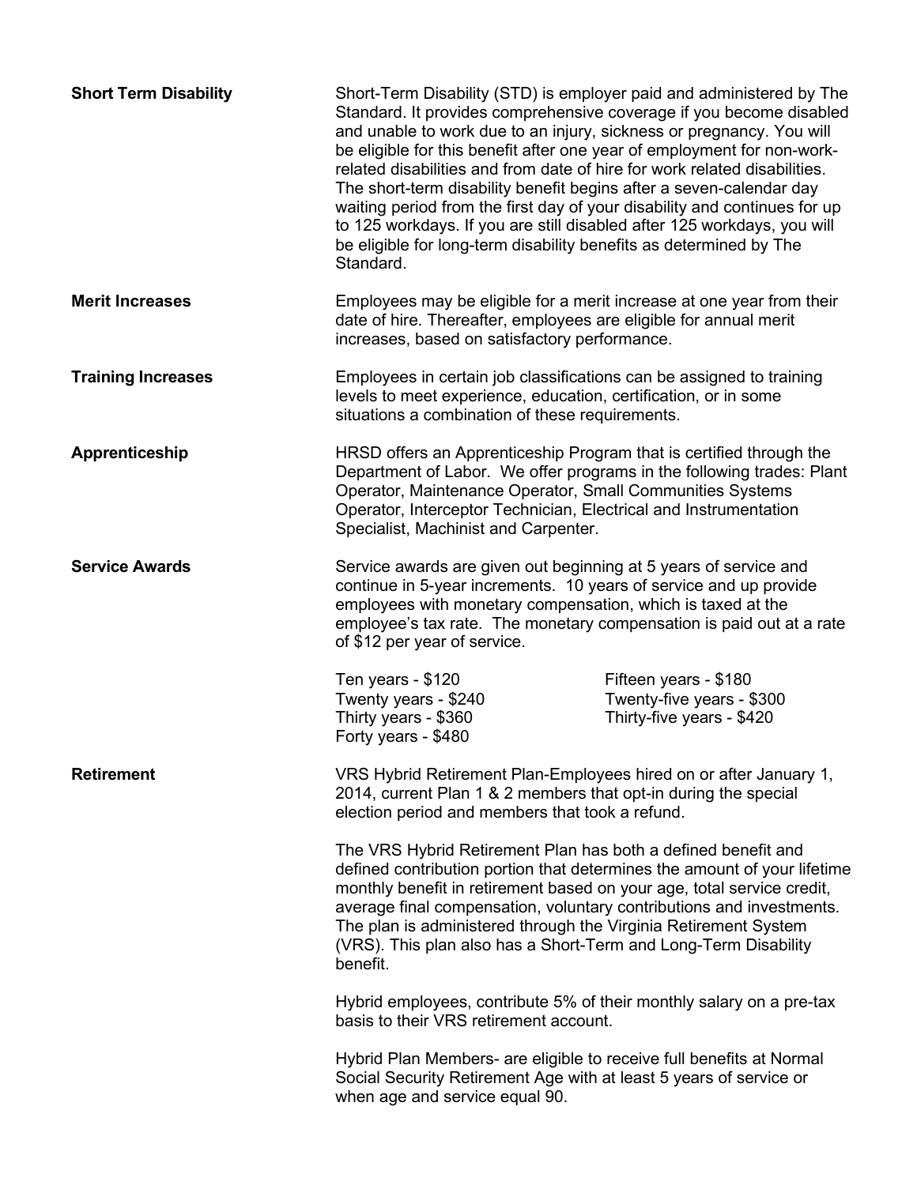**Short Term Disability**

Short-Term Disability (STD) is employer paid and administered by The Standard. It provides comprehensive coverage if you become disabled and unable to work due to an injury, sickness or pregnancy. You will be eligible for this benefit after one year of employment for non-work-related disabilities and from date of hire for work related disabilities. The short-term disability benefit begins after a seven-calendar day waiting period from the first day of your disability and continues for up to 125 workdays. If you are still disabled after 125 workdays, you will be eligible for long-term disability benefits as determined by The Standard.

**Merit Increases**

Employees may be eligible for a merit increase at one year from their date of hire. Thereafter, employees are eligible for annual merit increases, based on satisfactory performance.

**Training Increases**

Employees in certain job classifications can be assigned to training levels to meet experience, education, certification, or in some situations a combination of these requirements.

**Apprenticeship**

HRSD offers an Apprenticeship Program that is certified through the Department of Labor. We offer programs in the following trades: Plant Operator, Maintenance Operator, Small Communities Systems Operator, Interceptor Technician, Electrical and Instrumentation Specialist, Machinist and Carpenter.

**Service Awards**

Service awards are given out beginning at 5 years of service and continue in 5-year increments. 10 years of service and up provide employees with monetary compensation, which is taxed at the employee's tax rate. The monetary compensation is paid out at a rate of $12 per year of service.

Ten years - $120
Fifteen years - $180
Twenty years - $240
Twenty-five years - $300
Thirty years - $360
Thirty-five years - $420
Forty years - $480

**Retirement**

VRS Hybrid Retirement Plan-Employees hired on or after January 1, 2014, current Plan 1 & 2 members that opt-in during the special election period and members that took a refund.

The VRS Hybrid Retirement Plan has both a defined benefit and defined contribution portion that determines the amount of your lifetime monthly benefit in retirement based on your age, total service credit, average final compensation, voluntary contributions and investments. The plan is administered through the Virginia Retirement System (VRS). This plan also has a Short-Term and Long-Term Disability benefit.

Hybrid employees, contribute 5% of their monthly salary on a pre-tax basis to their VRS retirement account.

Hybrid Plan Members- are eligible to receive full benefits at Normal Social Security Retirement Age with at least 5 years of service or when age and service equal 90.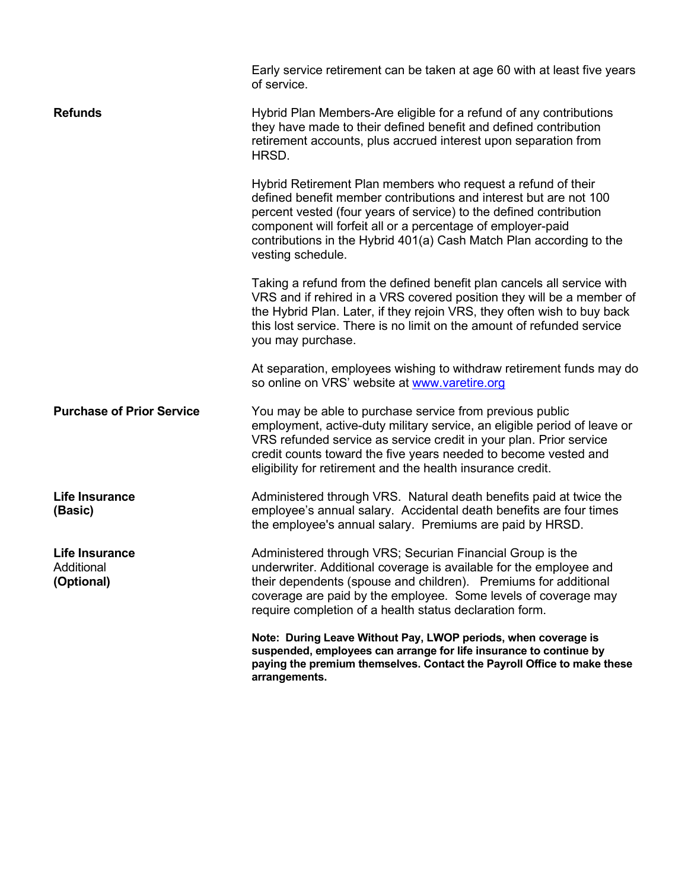Early service retirement can be taken at age 60 with at least five years of service.

**Refunds**

Hybrid Plan Members-Are eligible for a refund of any contributions they have made to their defined benefit and defined contribution retirement accounts, plus accrued interest upon separation from HRSD.

Hybrid Retirement Plan members who request a refund of their defined benefit member contributions and interest but are not 100 percent vested (four years of service) to the defined contribution component will forfeit all or a percentage of employer-paid contributions in the Hybrid 401(a) Cash Match Plan according to the vesting schedule.

Taking a refund from the defined benefit plan cancels all service with VRS and if rehired in a VRS covered position they will be a member of the Hybrid Plan. Later, if they rejoin VRS, they often wish to buy back this lost service. There is no limit on the amount of refunded service you may purchase.

At separation, employees wishing to withdraw retirement funds may do so online on VRS' website at [www.varetire.org](http://www.varetire.org)

**Purchase of Prior Service**

You may be able to purchase service from previous public employment, active-duty military service, an eligible period of leave or VRS refunded service as service credit in your plan. Prior service credit counts toward the five years needed to become vested and eligibility for retirement and the health insurance credit.

**Life Insurance (Basic)**

Administered through VRS. Natural death benefits paid at twice the employee's annual salary. Accidental death benefits are four times the employee's annual salary. Premiums are paid by HRSD.

**Life Insurance** Additional **(Optional)**

Administered through VRS; Securian Financial Group is the underwriter. Additional coverage is available for the employee and their dependents (spouse and children). Premiums for additional coverage are paid by the employee. Some levels of coverage may require completion of a health status declaration form.

**Note: During Leave Without Pay, LWOP periods, when coverage is suspended, employees can arrange for life insurance to continue by paying the premium themselves. Contact the Payroll Office to make these arrangements.**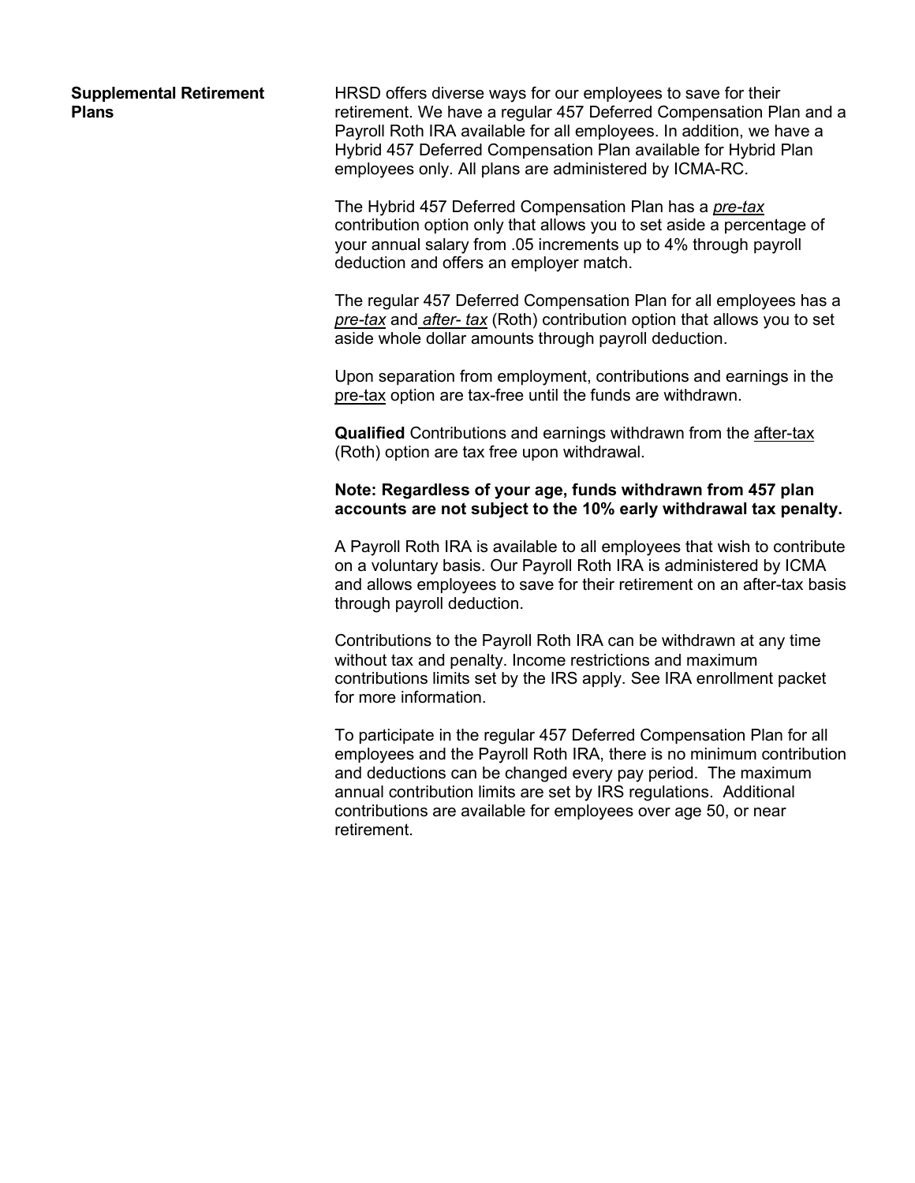## Supplemental Retirement Plans

HRSD offers diverse ways for our employees to save for their retirement. We have a regular 457 Deferred Compensation Plan and a Payroll Roth IRA available for all employees. In addition, we have a Hybrid 457 Deferred Compensation Plan available for Hybrid Plan employees only. All plans are administered by ICMA-RC.

The Hybrid 457 Deferred Compensation Plan has a *pre-tax* contribution option only that allows you to set aside a percentage of your annual salary from .05 increments up to 4% through payroll deduction and offers an employer match.

The regular 457 Deferred Compensation Plan for all employees has a *pre-tax* and *after- tax* (Roth) contribution option that allows you to set aside whole dollar amounts through payroll deduction.

Upon separation from employment, contributions and earnings in the pre-tax option are tax-free until the funds are withdrawn.

**Qualified** Contributions and earnings withdrawn from the after-tax (Roth) option are tax free upon withdrawal.

**Note: Regardless of your age, funds withdrawn from 457 plan accounts are not subject to the 10% early withdrawal tax penalty.**

A Payroll Roth IRA is available to all employees that wish to contribute on a voluntary basis. Our Payroll Roth IRA is administered by ICMA and allows employees to save for their retirement on an after-tax basis through payroll deduction.

Contributions to the Payroll Roth IRA can be withdrawn at any time without tax and penalty. Income restrictions and maximum contributions limits set by the IRS apply. See IRA enrollment packet for more information.

To participate in the regular 457 Deferred Compensation Plan for all employees and the Payroll Roth IRA, there is no minimum contribution and deductions can be changed every pay period. The maximum annual contribution limits are set by IRS regulations. Additional contributions are available for employees over age 50, or near retirement.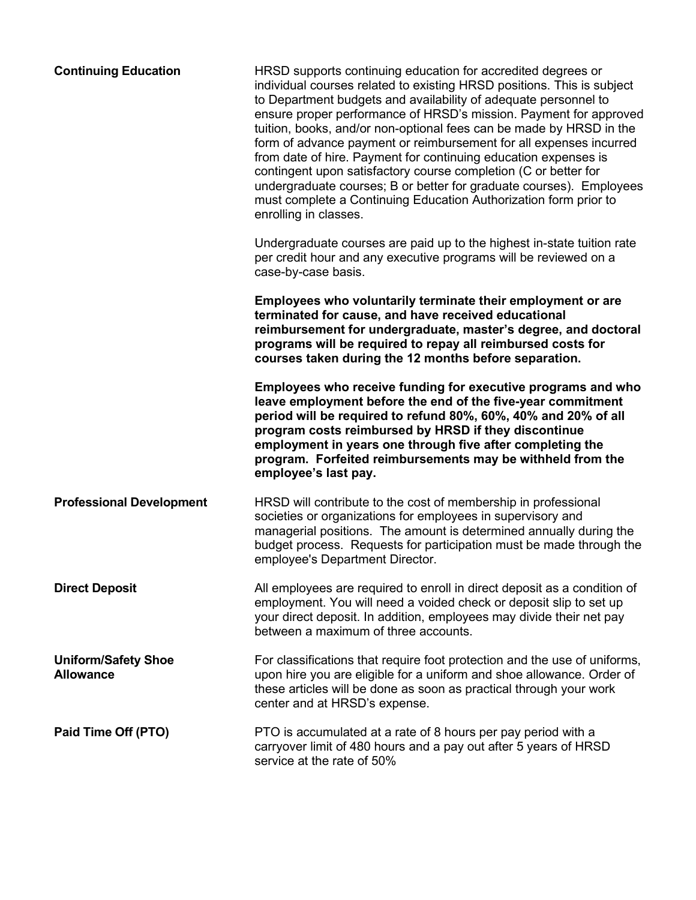**Continuing Education**

HRSD supports continuing education for accredited degrees or individual courses related to existing HRSD positions. This is subject to Department budgets and availability of adequate personnel to ensure proper performance of HRSD's mission. Payment for approved tuition, books, and/or non-optional fees can be made by HRSD in the form of advance payment or reimbursement for all expenses incurred from date of hire. Payment for continuing education expenses is contingent upon satisfactory course completion (C or better for undergraduate courses; B or better for graduate courses). Employees must complete a Continuing Education Authorization form prior to enrolling in classes.

Undergraduate courses are paid up to the highest in-state tuition rate per credit hour and any executive programs will be reviewed on a case-by-case basis.

**Employees who voluntarily terminate their employment or are terminated for cause, and have received educational reimbursement for undergraduate, master's degree, and doctoral programs will be required to repay all reimbursed costs for courses taken during the 12 months before separation.**

**Employees who receive funding for executive programs and who leave employment before the end of the five-year commitment period will be required to refund 80%, 60%, 40% and 20% of all program costs reimbursed by HRSD if they discontinue employment in years one through five after completing the program. Forfeited reimbursements may be withheld from the employee's last pay.**

**Professional Development**

HRSD will contribute to the cost of membership in professional societies or organizations for employees in supervisory and managerial positions. The amount is determined annually during the budget process. Requests for participation must be made through the employee's Department Director.

**Direct Deposit**

All employees are required to enroll in direct deposit as a condition of employment. You will need a voided check or deposit slip to set up your direct deposit. In addition, employees may divide their net pay between a maximum of three accounts.

**Uniform/Safety Shoe Allowance**

For classifications that require foot protection and the use of uniforms, upon hire you are eligible for a uniform and shoe allowance. Order of these articles will be done as soon as practical through your work center and at HRSD's expense.

**Paid Time Off (PTO)**

PTO is accumulated at a rate of 8 hours per pay period with a carryover limit of 480 hours and a pay out after 5 years of HRSD service at the rate of 50%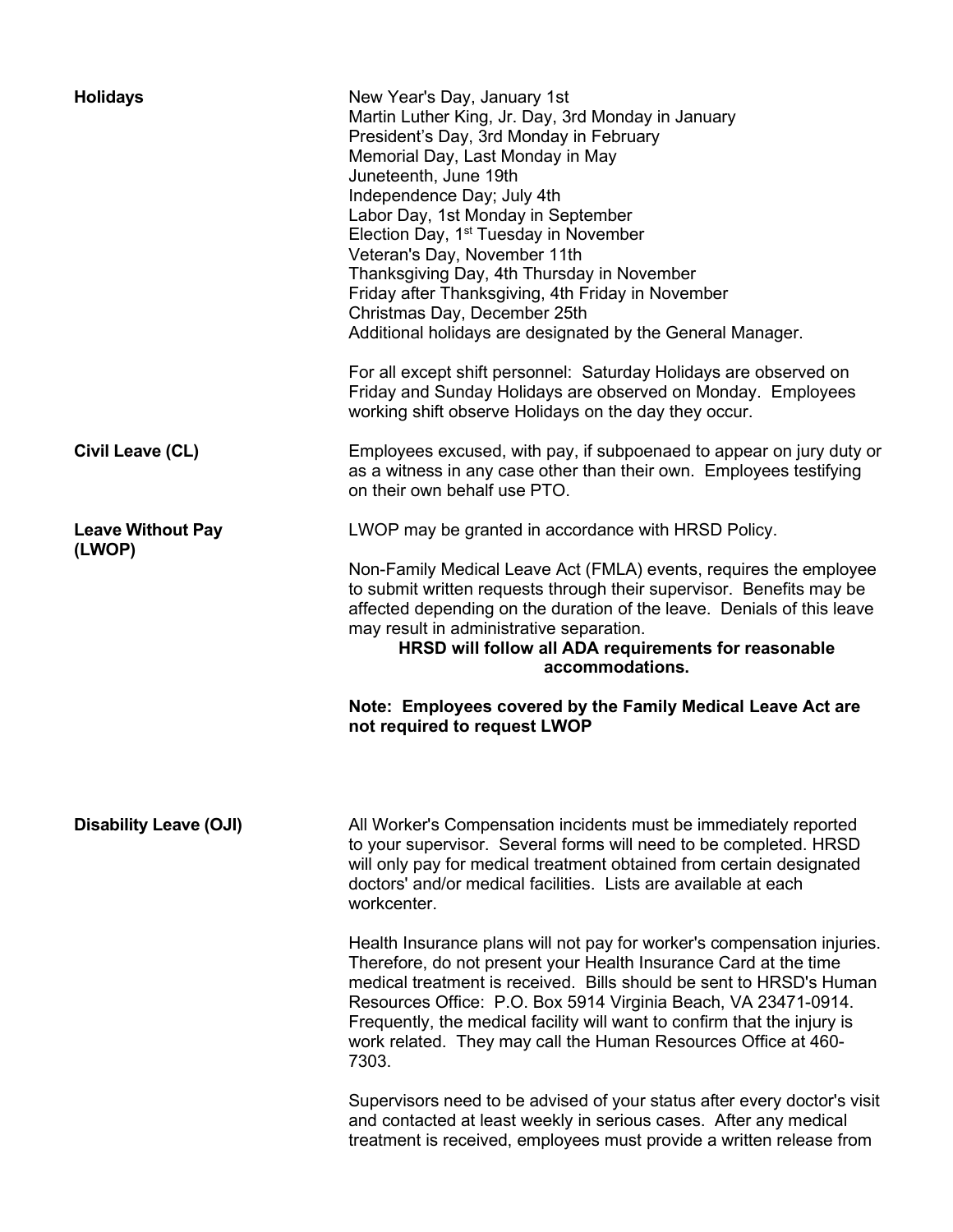**Holidays**

New Year's Day, January 1st
Martin Luther King, Jr. Day, 3rd Monday in January
President's Day, 3rd Monday in February
Memorial Day, Last Monday in May
Juneteenth, June 19th
Independence Day; July 4th
Labor Day, 1st Monday in September
Election Day, 1st Tuesday in November
Veteran's Day, November 11th
Thanksgiving Day, 4th Thursday in November
Friday after Thanksgiving, 4th Friday in November
Christmas Day, December 25th
Additional holidays are designated by the General Manager.

For all except shift personnel: Saturday Holidays are observed on Friday and Sunday Holidays are observed on Monday. Employees working shift observe Holidays on the day they occur.

**Civil Leave (CL)**

Employees excused, with pay, if subpoenaed to appear on jury duty or as a witness in any case other than their own. Employees testifying on their own behalf use PTO.

**Leave Without Pay (LWOP)**

LWOP may be granted in accordance with HRSD Policy.

Non-Family Medical Leave Act (FMLA) events, requires the employee to submit written requests through their supervisor. Benefits may be affected depending on the duration of the leave. Denials of this leave may result in administrative separation.

**HRSD will follow all ADA requirements for reasonable accommodations.**

**Note: Employees covered by the Family Medical Leave Act are not required to request LWOP**

**Disability Leave (OJI)**

All Worker's Compensation incidents must be immediately reported to your supervisor. Several forms will need to be completed. HRSD will only pay for medical treatment obtained from certain designated doctors' and/or medical facilities. Lists are available at each workcenter.

Health Insurance plans will not pay for worker's compensation injuries. Therefore, do not present your Health Insurance Card at the time medical treatment is received. Bills should be sent to HRSD's Human Resources Office: P.O. Box 5914 Virginia Beach, VA 23471-0914. Frequently, the medical facility will want to confirm that the injury is work related. They may call the Human Resources Office at 460-7303.

Supervisors need to be advised of your status after every doctor's visit and contacted at least weekly in serious cases. After any medical treatment is received, employees must provide a written release from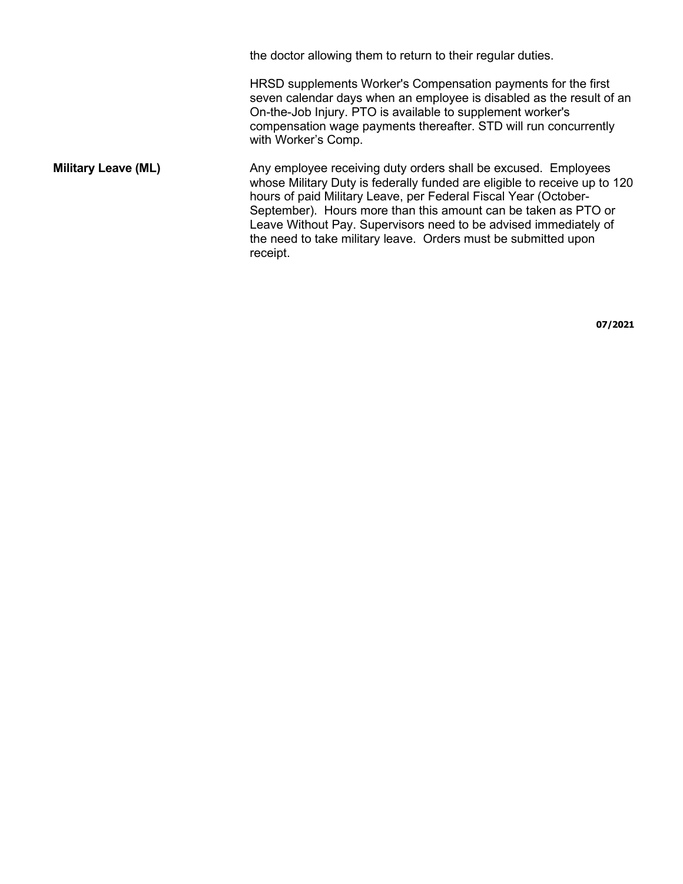the doctor allowing them to return to their regular duties.

HRSD supplements Worker's Compensation payments for the first seven calendar days when an employee is disabled as the result of an On-the-Job Injury. PTO is available to supplement worker's compensation wage payments thereafter. STD will run concurrently with Worker's Comp.

**Military Leave (ML)**

Any employee receiving duty orders shall be excused. Employees whose Military Duty is federally funded are eligible to receive up to 120 hours of paid Military Leave, per Federal Fiscal Year (October-September). Hours more than this amount can be taken as PTO or Leave Without Pay. Supervisors need to be advised immediately of the need to take military leave. Orders must be submitted upon receipt.

**07/2021**